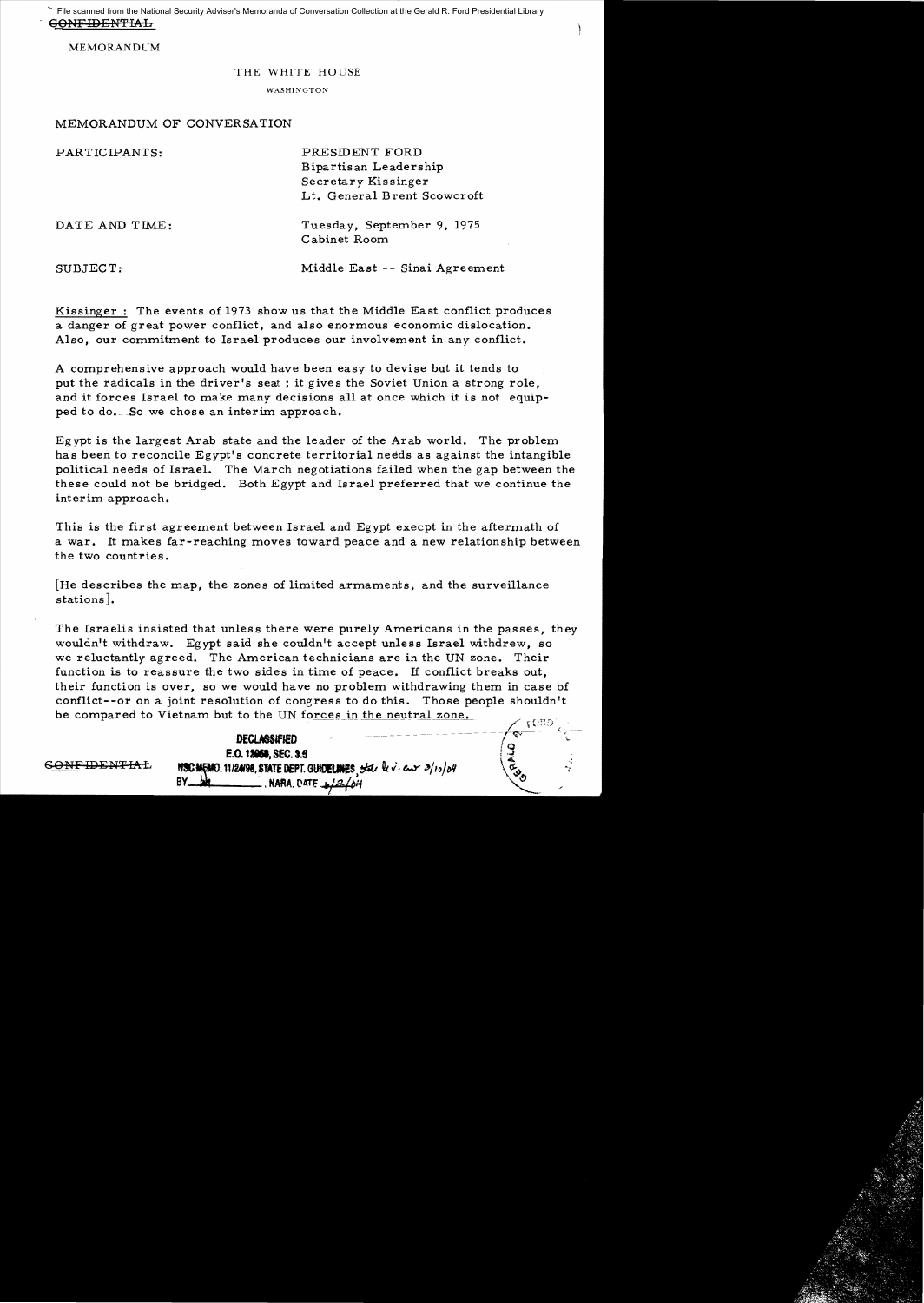File scanned from the National Security Adviser's Memoranda of Conversation Collection at the Gerald R. Ford Presidential Library

~~CONFIDENTIAL~~

MEMORANDUM

THE WHITE HOUSE

WASHINGTON

MEMORANDUM OF CONVERSATION

PARTICIPANTS: PRESIDENT FORD
Bipartisan Leadership
Secretary Kissinger
Lt. General Brent Scowcroft

DATE AND TIME: Tuesday, September 9, 1975
Cabinet Room

SUBJECT: Middle East -- Sinai Agreement

Kissinger: The events of 1973 show us that the Middle East conflict produces a danger of great power conflict, and also enormous economic dislocation. Also, our commitment to Israel produces our involvement in any conflict.

A comprehensive approach would have been easy to devise but it tends to put the radicals in the driver's seat; it gives the Soviet Union a strong role, and it forces Israel to make many decisions all at once which it is not equipped to do. So we chose an interim approach.

Egypt is the largest Arab state and the leader of the Arab world. The problem has been to reconcile Egypt's concrete territorial needs as against the intangible political needs of Israel. The March negotiations failed when the gap between the these could not be bridged. Both Egypt and Israel preferred that we continue the interim approach.

This is the first agreement between Israel and Egypt execpt in the aftermath of a war. It makes far-reaching moves toward peace and a new relationship between the two countries.

[He describes the map, the zones of limited armaments, and the surveillance stations].

The Israelis insisted that unless there were purely Americans in the passes, they wouldn't withdraw. Egypt said she couldn't accept unless Israel withdrew, so we reluctantly agreed. The American technicians are in the UN zone. Their function is to reassure the two sides in time of peace. If conflict breaks out, their function is over, so we would have no problem withdrawing them in case of conflict--or on a joint resolution of congress to do this. Those people shouldn't be compared to Vietnam but to the UN forces in the neutral zone.

~~CONFIDENTIAL~~

DECLASSIFIED
E.O. 12958, SEC. 3.5
NSC MEMO, 11/24/98, STATE DEPT. GUIDELINES, State Rev. 3/10/04
BY ___ , NARA, DATE 4/2/04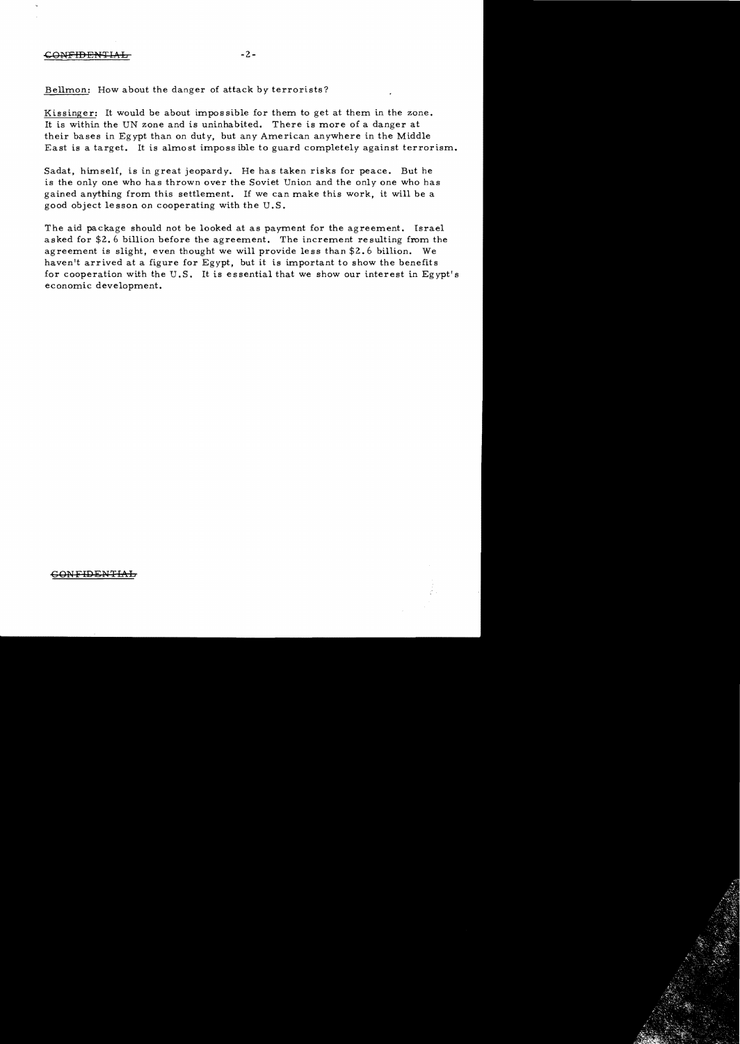Bellmon: How about the danger of attack by terrorists?

Kissinger: It would be about impossible for them to get at them in the zone. It is within the UN zone and is uninhabited. There is more of a danger at their bases in Egypt than on duty, but any American anywhere in the Middle East is a target. It is almost impossible to guard completely against terrorism.

Sadat, himself, is in great jeopardy. He has taken risks for peace. But he is the only one who has thrown over the Soviet Union and the only one who has gained anything from this settlement. If we can make this work, it will be a good object lesson on cooperating with the U.S.

The aid package should not be looked at as payment for the agreement. Israel asked for $2.6 billion before the agreement. The increment resulting from the agreement is slight, even thought we will provide less than $2.6 billion. We haven't arrived at a figure for Egypt, but it is important to show the benefits for cooperation with the U.S. It is essential that we show our interest in Egypt's economic development.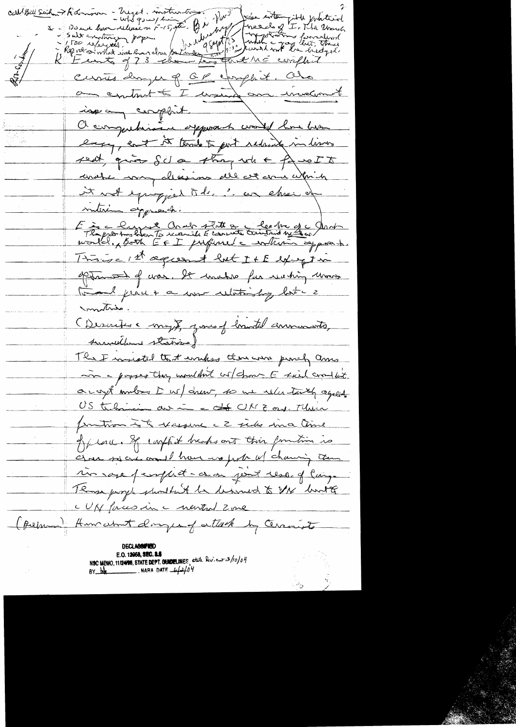call Bill Sidh → Robinson – Target, instructions – what goes/line

x – Douse have released on F-15, etc.
– Salt continuing paper.
– 1500 w/eggs.
– Report on what we have done for Israel

Bi-Partisan

By Pres 9 Sept 75, 9:30 — interim joint statement needs of I. K... although they

K Events of 73 showed that ME conflict carries danger of GP conflict. Also an contrast to I ... an ... interest in any conflict.

A comprehensive approach would have been easy, but it tends to put rhetoric in linear sect, gives SU a thing to do & forces I to make many decisions all at once which it not equipped to do. ∴ we chose an interim approach.

E is a largest Arab state & a leader of the Arab world. *(The protest has been to reconcile E concerns & I ...)* Both E & I preferred the interim approach.

This is the 1st agreement but I & E accept in settlement of war. It makes far reaching moves toward peace & a more relationship between the 2 countries.

(Describes the map, zones of limited armaments, surveillance stations)

Then I insisted that Americans there were purely ... in the passes they wouldn't w/draw. E said couldn't accept unless I w/drew, so we reluctantly agreed. US technicians are in the UN zone. Their function is to reassure the 2 sides in a time of peace. If conflict breaks out their function is over and we would have no problem w/ drawing them in case of conflict – or on joint request of Congress. These people shouldn't be likened to VN but to the UN forces in the neutral zone.

(Pelman) How about danger of attack by terrorists

DECLASSIFIED
E.O. 12958, SEC. 3.5
NSC MEMO, 11/24/98, STATE DEPT. GUIDELINES, state Rev. 3/10/04
BY ___ NARA DATE 6/2/04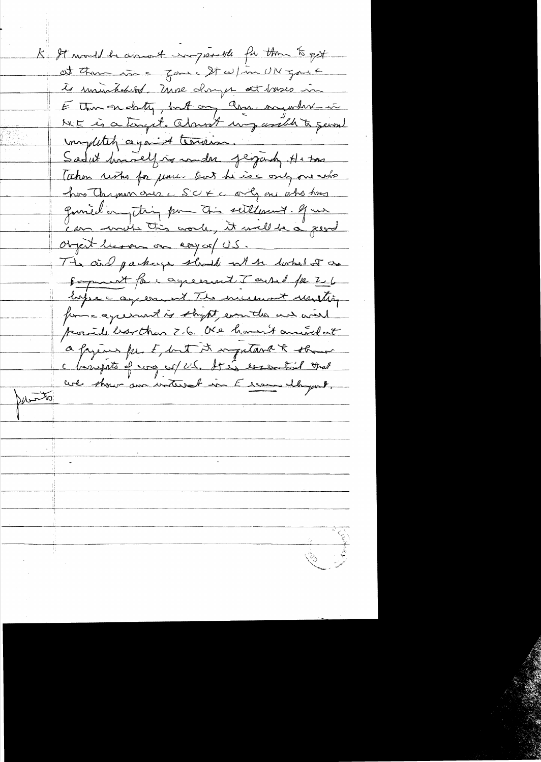K. It would be almost impossible for them to get at them in the zone. It w/in UN zone it is uninhabited. More danger at bases in E than on duty, but any Am. anywhere in ME is a target. Almost impossible to guard completely against terrorism.

Sadat himself is under jeopardy. He has taken risks for peace. But he is the only one who has taken risks & SU & the only one who has gained anything from this settlement. If we can make this work, it will be a good object lesson on value of US.

The aid package should not be looked at as payment for the agreement. I asked for 2.6 before the agreement. The increment resulting from the agreement is slight, even tho we will provide less than 2.6. We haven't arrived at a figure for E, but it important to show the benefits of coop w/US. It is essential that we show our interest in E economic development.

Javits